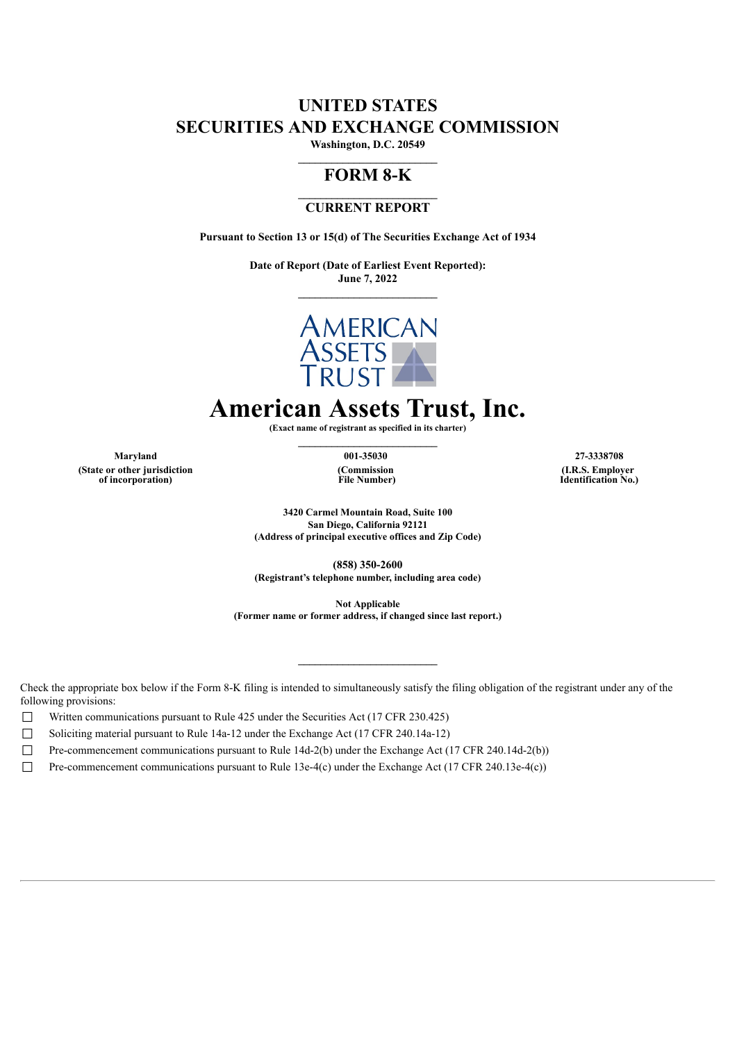# UNITED STATES
# SECURITIES AND EXCHANGE COMMISSION

**Washington, D.C. 20549**

## FORM 8-K

### CURRENT REPORT

**Pursuant to Section 13 or 15(d) of The Securities Exchange Act of 1934**

**Date of Report (Date of Earliest Event Reported):**
**June 7, 2022**

# American Assets Trust, Inc.

**(Exact name of registrant as specified in its charter)**

| Maryland | 001-35030 | 27-3338708 |
|---|---|---|
| (State or other jurisdiction of incorporation) | (Commission File Number) | (I.R.S. Employer Identification No.) |

**3420 Carmel Mountain Road, Suite 100**
**San Diego, California 92121**
**(Address of principal executive offices and Zip Code)**

**(858) 350-2600**
**(Registrant's telephone number, including area code)**

**Not Applicable**
**(Former name or former address, if changed since last report.)**

Check the appropriate box below if the Form 8-K filing is intended to simultaneously satisfy the filing obligation of the registrant under any of the following provisions:

☐ Written communications pursuant to Rule 425 under the Securities Act (17 CFR 230.425)

☐ Soliciting material pursuant to Rule 14a-12 under the Exchange Act (17 CFR 240.14a-12)

☐ Pre-commencement communications pursuant to Rule 14d-2(b) under the Exchange Act (17 CFR 240.14d-2(b))

☐ Pre-commencement communications pursuant to Rule 13e-4(c) under the Exchange Act (17 CFR 240.13e-4(c))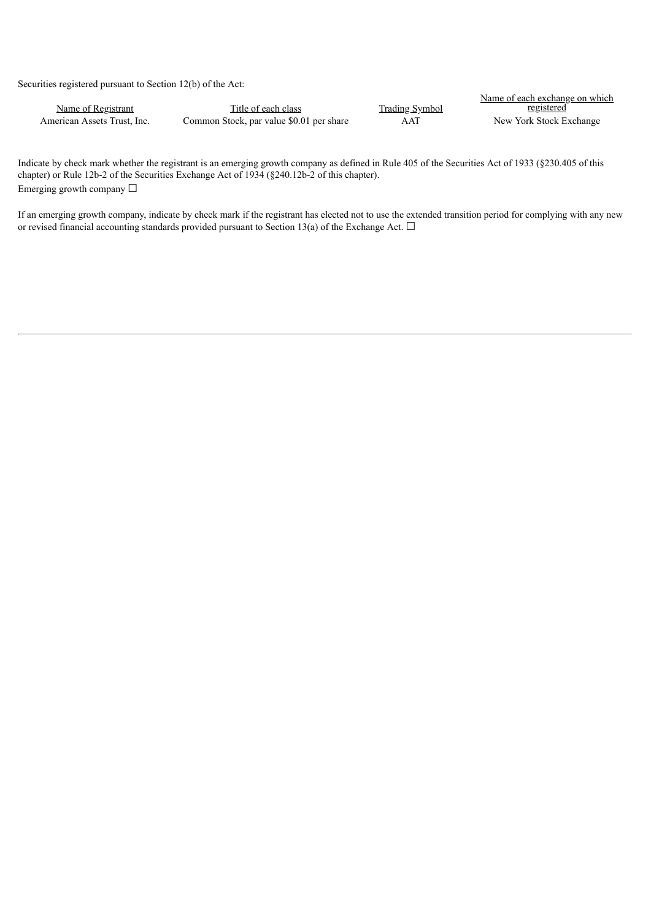Securities registered pursuant to Section 12(b) of the Act:

| Name of Registrant | Title of each class | Trading Symbol | Name of each exchange on which registered |
| --- | --- | --- | --- |
| American Assets Trust, Inc. | Common Stock, par value $0.01 per share | AAT | New York Stock Exchange |

Indicate by check mark whether the registrant is an emerging growth company as defined in Rule 405 of the Securities Act of 1933 (§230.405 of this chapter) or Rule 12b-2 of the Securities Exchange Act of 1934 (§240.12b-2 of this chapter).
Emerging growth company ☐

If an emerging growth company, indicate by check mark if the registrant has elected not to use the extended transition period for complying with any new or revised financial accounting standards provided pursuant to Section 13(a) of the Exchange Act. ☐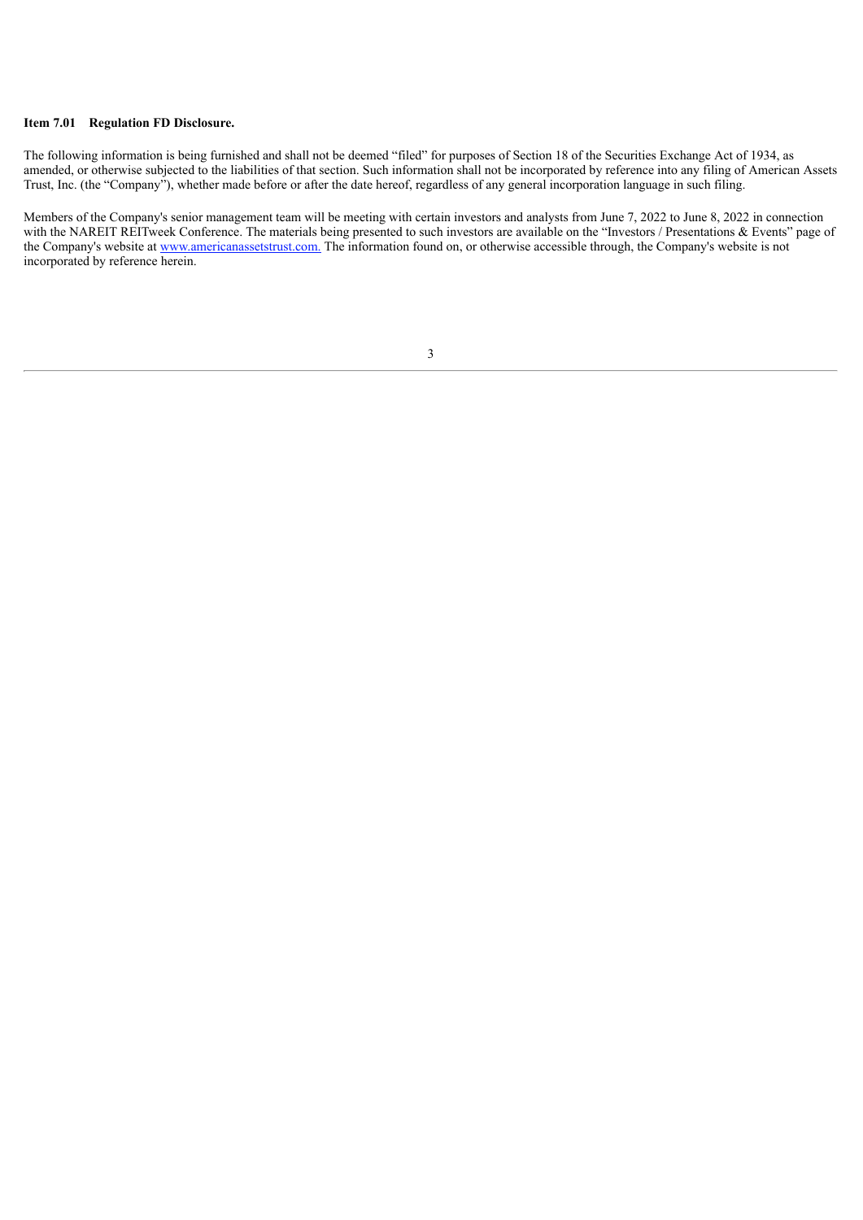**Item 7.01 Regulation FD Disclosure.**

The following information is being furnished and shall not be deemed "filed" for purposes of Section 18 of the Securities Exchange Act of 1934, as amended, or otherwise subjected to the liabilities of that section. Such information shall not be incorporated by reference into any filing of American Assets Trust, Inc. (the "Company"), whether made before or after the date hereof, regardless of any general incorporation language in such filing.

Members of the Company's senior management team will be meeting with certain investors and analysts from June 7, 2022 to June 8, 2022 in connection with the NAREIT REITweek Conference. The materials being presented to such investors are available on the "Investors / Presentations & Events" page of the Company's website at [www.americanassetstrust.com.](http://www.americanassetstrust.com) The information found on, or otherwise accessible through, the Company's website is not incorporated by reference herein.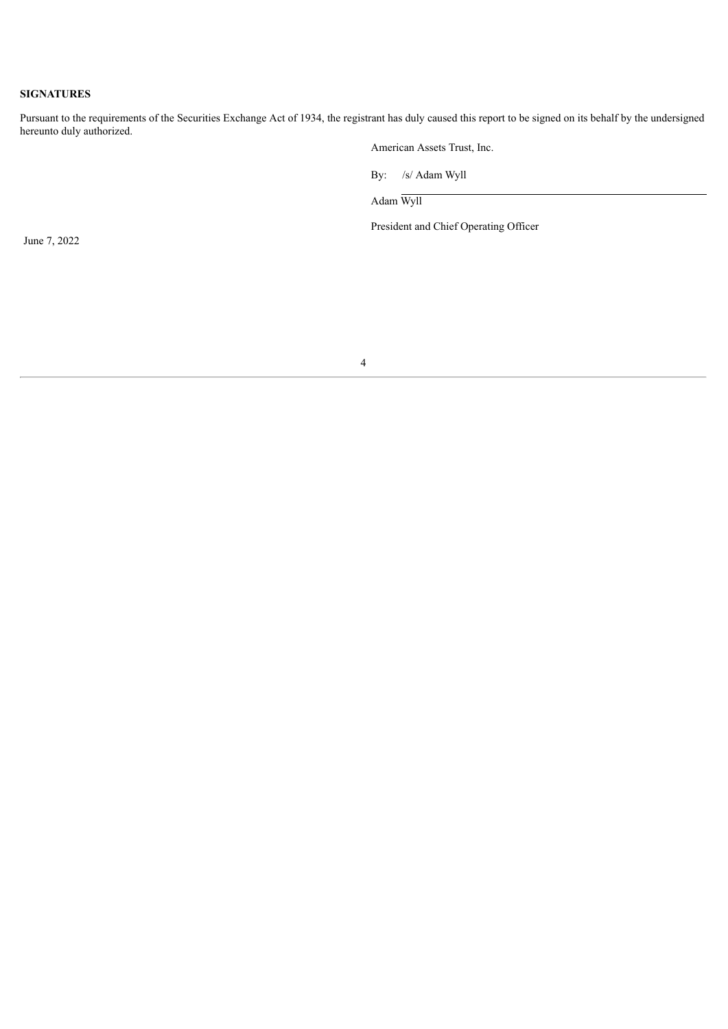**SIGNATURES**

Pursuant to the requirements of the Securities Exchange Act of 1934, the registrant has duly caused this report to be signed on its behalf by the undersigned hereunto duly authorized.

American Assets Trust, Inc.

By: /s/ Adam Wyll

Adam Wyll

President and Chief Operating Officer

June 7, 2022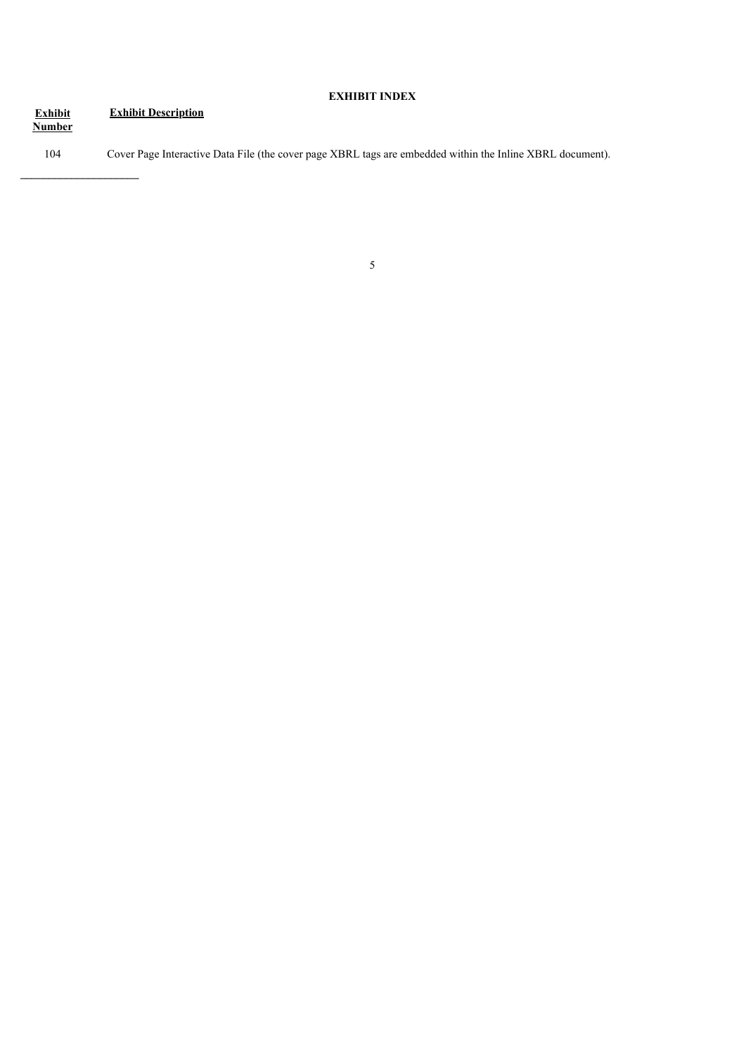**EXHIBIT INDEX**

| Exhibit Number | Exhibit Description |
|---|---|
| 104 | Cover Page Interactive Data File (the cover page XBRL tags are embedded within the Inline XBRL document). |